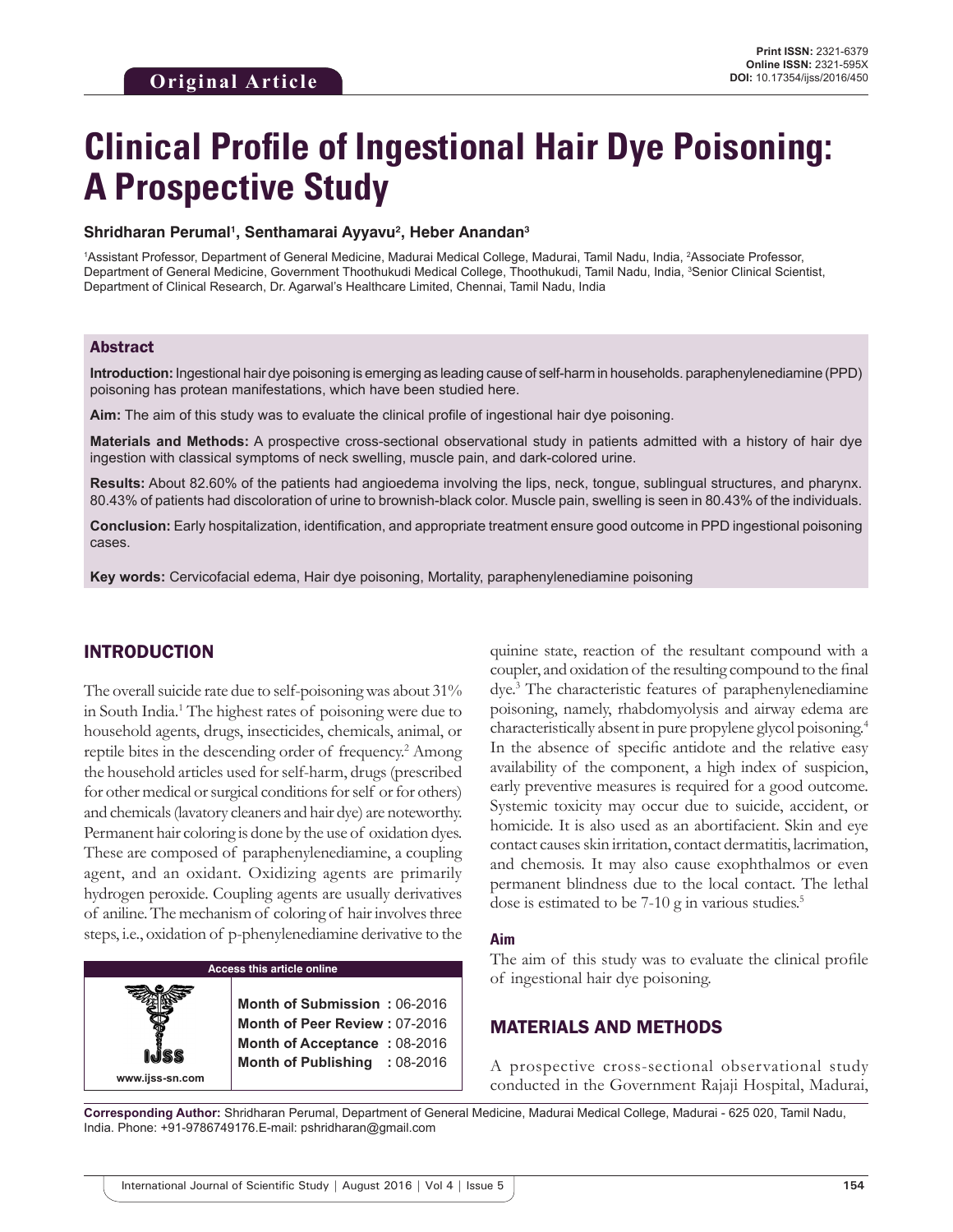Original Article

# Clinical Profile of Ingestional Hair Dye Poisoning: A Prospective Study

**Shridharan Perumal[1], Senthamarai Ayyavu[2], Heber Anandan[3]**

[1]Assistant Professor, Department of General Medicine, Madurai Medical College, Madurai, Tamil Nadu, India, [2]Associate Professor, Department of General Medicine, Government Thoothukudi Medical College, Thoothukudi, Tamil Nadu, India, [3]Senior Clinical Scientist, Department of Clinical Research, Dr. Agarwal's Healthcare Limited, Chennai, Tamil Nadu, India

## Abstract

**Introduction:** Ingestional hair dye poisoning is emerging as leading cause of self-harm in households. paraphenylenediamine (PPD) poisoning has protean manifestations, which have been studied here.

**Aim:** The aim of this study was to evaluate the clinical profile of ingestional hair dye poisoning.

**Materials and Methods:** A prospective cross-sectional observational study in patients admitted with a history of hair dye ingestion with classical symptoms of neck swelling, muscle pain, and dark-colored urine.

**Results:** About 82.60% of the patients had angioedema involving the lips, neck, tongue, sublingual structures, and pharynx. 80.43% of patients had discoloration of urine to brownish-black color. Muscle pain, swelling is seen in 80.43% of the individuals.

**Conclusion:** Early hospitalization, identification, and appropriate treatment ensure good outcome in PPD ingestional poisoning cases.

**Key words:** Cervicofacial edema, Hair dye poisoning, Mortality, paraphenylenediamine poisoning

## INTRODUCTION

The overall suicide rate due to self-poisoning was about 31% in South India.[1] The highest rates of poisoning were due to household agents, drugs, insecticides, chemicals, animal, or reptile bites in the descending order of frequency.[2] Among the household articles used for self-harm, drugs (prescribed for other medical or surgical conditions for self or for others) and chemicals (lavatory cleaners and hair dye) are noteworthy. Permanent hair coloring is done by the use of oxidation dyes. These are composed of paraphenylenediamine, a coupling agent, and an oxidant. Oxidizing agents are primarily hydrogen peroxide. Coupling agents are usually derivatives of aniline. The mechanism of coloring of hair involves three steps, i.e., oxidation of p-phenylenediamine derivative to the quinine state, reaction of the resultant compound with a coupler, and oxidation of the resulting compound to the final dye.[3] The characteristic features of paraphenylenediamine poisoning, namely, rhabdomyolysis and airway edema are characteristically absent in pure propylene glycol poisoning.[4] In the absence of specific antidote and the relative easy availability of the component, a high index of suspicion, early preventive measures is required for a good outcome. Systemic toxicity may occur due to suicide, accident, or homicide. It is also used as an abortifacient. Skin and eye contact causes skin irritation, contact dermatitis, lacrimation, and chemosis. It may also cause exophthalmos or even permanent blindness due to the local contact. The lethal dose is estimated to be 7-10 g in various studies.[5]

### Aim

The aim of this study was to evaluate the clinical profile of ingestional hair dye poisoning.

## MATERIALS AND METHODS

A prospective cross-sectional observational study conducted in the Government Rajaji Hospital, Madurai,

| Access this article online | |
|---|---|
| www.ijss-sn.com | **Month of Submission :** 06-2016<br>**Month of Peer Review :** 07-2016<br>**Month of Acceptance :** 08-2016<br>**Month of Publishing :** 08-2016 |

**Corresponding Author:** Shridharan Perumal, Department of General Medicine, Madurai Medical College, Madurai - 625 020, Tamil Nadu, India. Phone: +91-9786749176. E-mail: pshridharan@gmail.com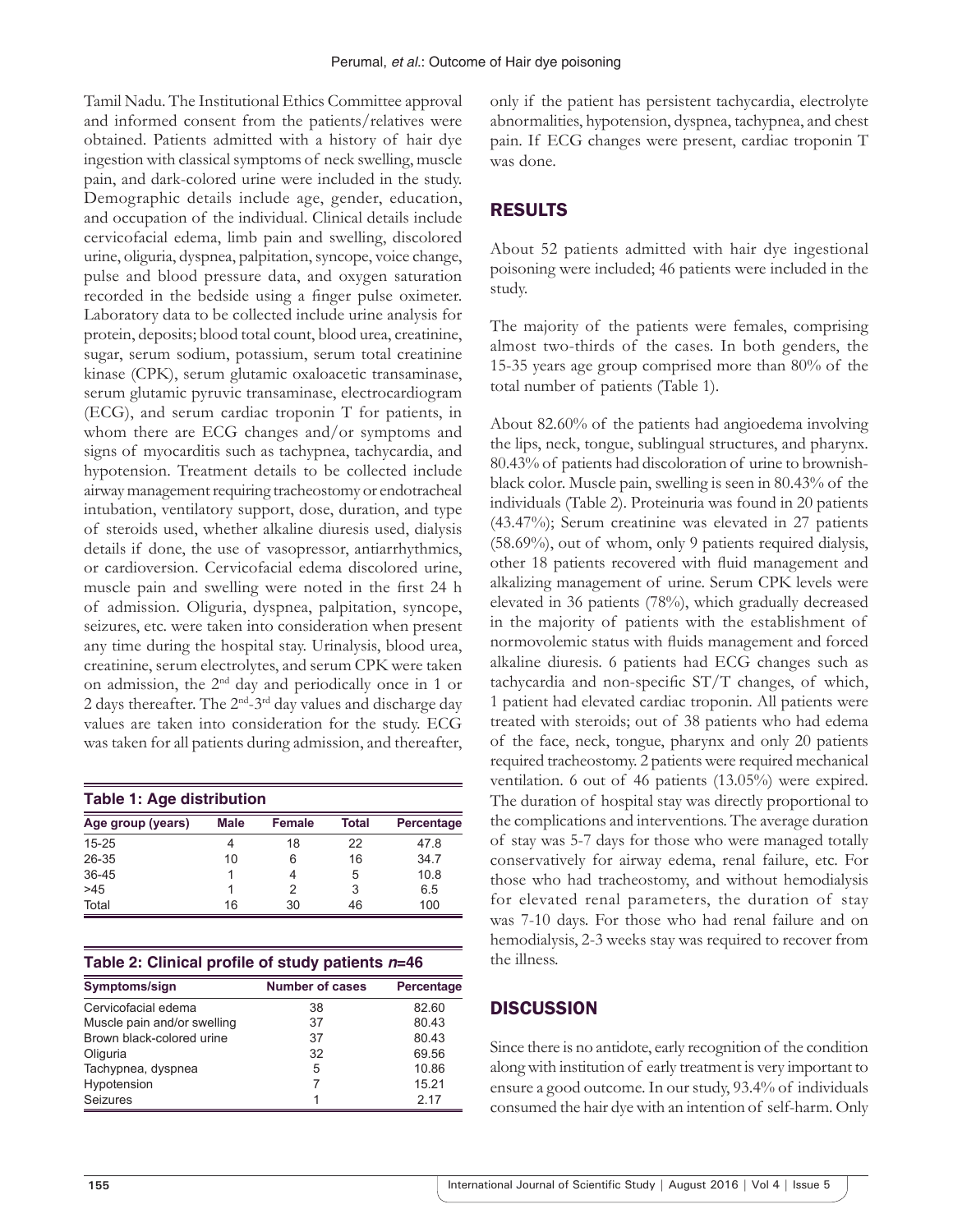Tamil Nadu. The Institutional Ethics Committee approval and informed consent from the patients/relatives were obtained. Patients admitted with a history of hair dye ingestion with classical symptoms of neck swelling, muscle pain, and dark-colored urine were included in the study. Demographic details include age, gender, education, and occupation of the individual. Clinical details include cervicofacial edema, limb pain and swelling, discolored urine, oliguria, dyspnea, palpitation, syncope, voice change, pulse and blood pressure data, and oxygen saturation recorded in the bedside using a finger pulse oximeter. Laboratory data to be collected include urine analysis for protein, deposits; blood total count, blood urea, creatinine, sugar, serum sodium, potassium, serum total creatinine kinase (CPK), serum glutamic oxaloacetic transaminase, serum glutamic pyruvic transaminase, electrocardiogram (ECG), and serum cardiac troponin T for patients, in whom there are ECG changes and/or symptoms and signs of myocarditis such as tachypnea, tachycardia, and hypotension. Treatment details to be collected include airway management requiring tracheostomy or endotracheal intubation, ventilatory support, dose, duration, and type of steroids used, whether alkaline diuresis used, dialysis details if done, the use of vasopressor, antiarrhythmics, or cardioversion. Cervicofacial edema discolored urine, muscle pain and swelling were noted in the first 24 h of admission. Oliguria, dyspnea, palpitation, syncope, seizures, etc. were taken into consideration when present any time during the hospital stay. Urinalysis, blood urea, creatinine, serum electrolytes, and serum CPK were taken on admission, the 2nd day and periodically once in 1 or 2 days thereafter. The 2nd-3rd day values and discharge day values are taken into consideration for the study. ECG was taken for all patients during admission, and thereafter, only if the patient has persistent tachycardia, electrolyte abnormalities, hypotension, dyspnea, tachypnea, and chest pain. If ECG changes were present, cardiac troponin T was done.

**Table 1: Age distribution**

| Age group (years) | Male | Female | Total | Percentage |
|---|---|---|---|---|
| 15-25 | 4 | 18 | 22 | 47.8 |
| 26-35 | 10 | 6 | 16 | 34.7 |
| 36-45 | 1 | 4 | 5 | 10.8 |
| >45 | 1 | 2 | 3 | 6.5 |
| Total | 16 | 30 | 46 | 100 |

**Table 2: Clinical profile of study patients *n*=46**

| Symptoms/sign | Number of cases | Percentage |
|---|---|---|
| Cervicofacial edema | 38 | 82.60 |
| Muscle pain and/or swelling | 37 | 80.43 |
| Brown black-colored urine | 37 | 80.43 |
| Oliguria | 32 | 69.56 |
| Tachypnea, dyspnea | 5 | 10.86 |
| Hypotension | 7 | 15.21 |
| Seizures | 1 | 2.17 |

## RESULTS

About 52 patients admitted with hair dye ingestional poisoning were included; 46 patients were included in the study.

The majority of the patients were females, comprising almost two-thirds of the cases. In both genders, the 15-35 years age group comprised more than 80% of the total number of patients (Table 1).

About 82.60% of the patients had angioedema involving the lips, neck, tongue, sublingual structures, and pharynx. 80.43% of patients had discoloration of urine to brownish-black color. Muscle pain, swelling is seen in 80.43% of the individuals (Table 2). Proteinuria was found in 20 patients (43.47%); Serum creatinine was elevated in 27 patients (58.69%), out of whom, only 9 patients required dialysis, other 18 patients recovered with fluid management and alkalizing management of urine. Serum CPK levels were elevated in 36 patients (78%), which gradually decreased in the majority of patients with the establishment of normovolemic status with fluids management and forced alkaline diuresis. 6 patients had ECG changes such as tachycardia and non-specific ST/T changes, of which, 1 patient had elevated cardiac troponin. All patients were treated with steroids; out of 38 patients who had edema of the face, neck, tongue, pharynx and only 20 patients required tracheostomy. 2 patients were required mechanical ventilation. 6 out of 46 patients (13.05%) were expired. The duration of hospital stay was directly proportional to the complications and interventions. The average duration of stay was 5-7 days for those who were managed totally conservatively for airway edema, renal failure, etc. For those who had tracheostomy, and without hemodialysis for elevated renal parameters, the duration of stay was 7-10 days. For those who had renal failure and on hemodialysis, 2-3 weeks stay was required to recover from the illness.

## DISCUSSION

Since there is no antidote, early recognition of the condition along with institution of early treatment is very important to ensure a good outcome. In our study, 93.4% of individuals consumed the hair dye with an intention of self-harm. Only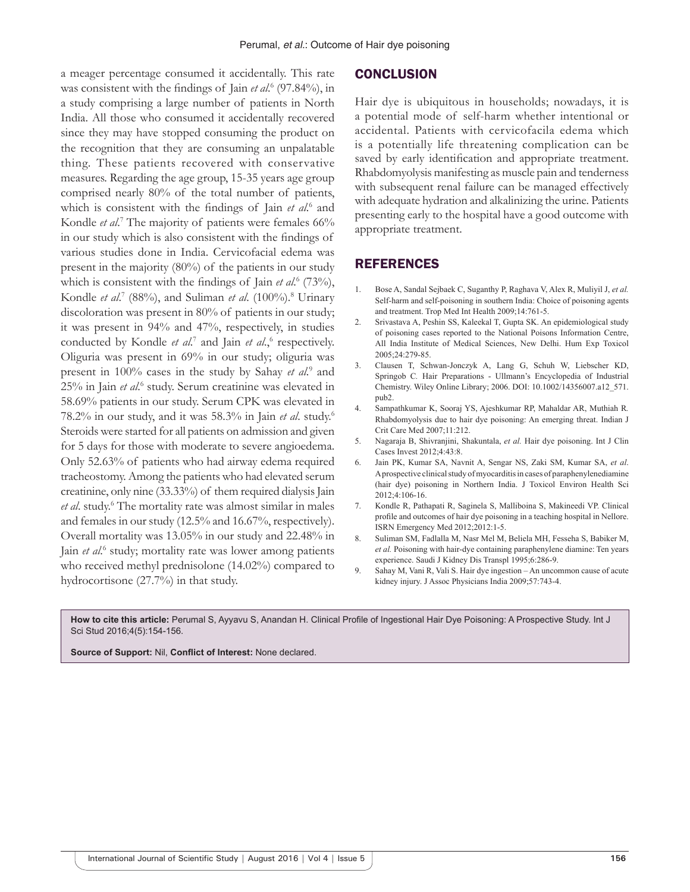a meager percentage consumed it accidentally. This rate was consistent with the findings of Jain *et al*.[6] (97.84%), in a study comprising a large number of patients in North India. All those who consumed it accidentally recovered since they may have stopped consuming the product on the recognition that they are consuming an unpalatable thing. These patients recovered with conservative measures. Regarding the age group, 15-35 years age group comprised nearly 80% of the total number of patients, which is consistent with the findings of Jain *et al*.[6] and Kondle *et al*.[7] The majority of patients were females 66% in our study which is also consistent with the findings of various studies done in India. Cervicofacial edema was present in the majority (80%) of the patients in our study which is consistent with the findings of Jain *et al*.[6] (73%), Kondle *et al*.[7] (88%), and Suliman *et al*. (100%).[8] Urinary discoloration was present in 80% of patients in our study; it was present in 94% and 47%, respectively, in studies conducted by Kondle *et al*.[7] and Jain *et al*.,[6] respectively. Oliguria was present in 69% in our study; oliguria was present in 100% cases in the study by Sahay *et al*.[9] and 25% in Jain *et al*.[6] study. Serum creatinine was elevated in 58.69% patients in our study. Serum CPK was elevated in 78.2% in our study, and it was 58.3% in Jain *et al*. study.[6] Steroids were started for all patients on admission and given for 5 days for those with moderate to severe angioedema. Only 52.63% of patients who had airway edema required tracheostomy. Among the patients who had elevated serum creatinine, only nine (33.33%) of them required dialysis Jain *et al*. study.[6] The mortality rate was almost similar in males and females in our study (12.5% and 16.67%, respectively). Overall mortality was 13.05% in our study and 22.48% in Jain *et al*.[6] study; mortality rate was lower among patients who received methyl prednisolone (14.02%) compared to hydrocortisone (27.7%) in that study.

## CONCLUSION

Hair dye is ubiquitous in households; nowadays, it is a potential mode of self-harm whether intentional or accidental. Patients with cervicofacila edema which is a potentially life threatening complication can be saved by early identification and appropriate treatment. Rhabdomyolysis manifesting as muscle pain and tenderness with subsequent renal failure can be managed effectively with adequate hydration and alkalinizing the urine. Patients presenting early to the hospital have a good outcome with appropriate treatment.

## REFERENCES

1. Bose A, Sandal Sejbaek C, Suganthy P, Raghava V, Alex R, Muliyil J, *et al.* Self-harm and self-poisoning in southern India: Choice of poisoning agents and treatment. Trop Med Int Health 2009;14:761-5.
2. Srivastava A, Peshin SS, Kaleekal T, Gupta SK. An epidemiological study of poisoning cases reported to the National Poisons Information Centre, All India Institute of Medical Sciences, New Delhi. Hum Exp Toxicol 2005;24:279-85.
3. Clausen T, Schwan-Jonczyk A, Lang G, Schuh W, Liebscher KD, Springob C. Hair Preparations - Ullmann's Encyclopedia of Industrial Chemistry. Wiley Online Library; 2006. DOI: 10.1002/14356007.a12_571.pub2.
4. Sampathkumar K, Sooraj YS, Ajeshkumar RP, Mahaldar AR, Muthiah R. Rhabdomyolysis due to hair dye poisoning: An emerging threat. Indian J Crit Care Med 2007;11:212.
5. Nagaraja B, Shivranjini, Shakuntala, *et al.* Hair dye poisoning. Int J Clin Cases Invest 2012;4:43:8.
6. Jain PK, Kumar SA, Navnit A, Sengar NS, Zaki SM, Kumar SA, *et al*. A prospective clinical study of myocarditis in cases of paraphenylenediamine (hair dye) poisoning in Northern India. J Toxicol Environ Health Sci 2012;4:106-16.
7. Kondle R, Pathapati R, Saginela S, Malliboina S, Makineedi VP. Clinical profile and outcomes of hair dye poisoning in a teaching hospital in Nellore. ISRN Emergency Med 2012;2012:1-5.
8. Suliman SM, Fadlalla M, Nasr Mel M, Beliela MH, Fesseha S, Babiker M, *et al.* Poisoning with hair-dye containing paraphenylene diamine: Ten years experience. Saudi J Kidney Dis Transpl 1995;6:286-9.
9. Sahay M, Vani R, Vali S. Hair dye ingestion – An uncommon cause of acute kidney injury. J Assoc Physicians India 2009;57:743-4.

**How to cite this article:** Perumal S, Ayyavu S, Anandan H. Clinical Profile of Ingestional Hair Dye Poisoning: A Prospective Study. Int J Sci Stud 2016;4(5):154-156.

**Source of Support:** Nil, **Conflict of Interest:** None declared.